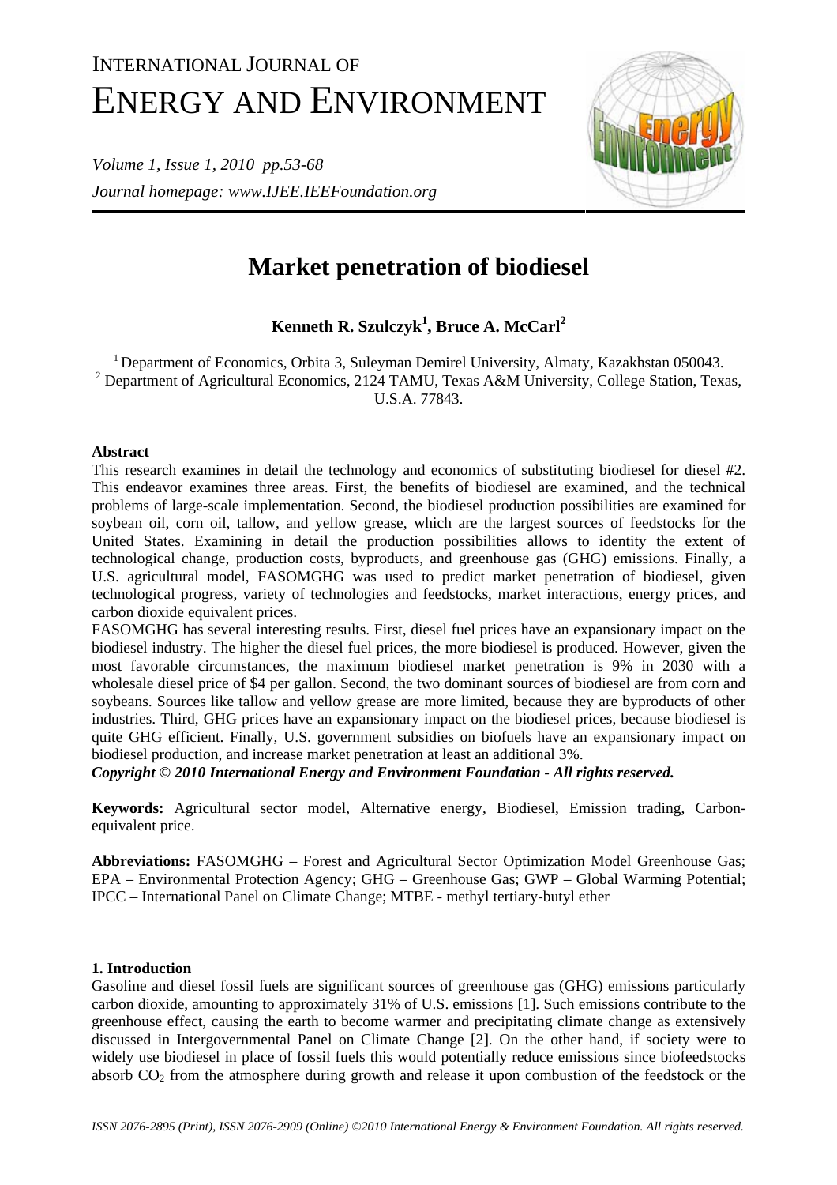# Market penetration of biodiesel

**Kenneth R. Szulczyk[1], Bruce A. McCarl[2]**

[1] Department of Economics, Orbita 3, Suleyman Demirel University, Almaty, Kazakhstan 050043.
[2] Department of Agricultural Economics, 2124 TAMU, Texas A&M University, College Station, Texas, U.S.A. 77843.

**Abstract**

This research examines in detail the technology and economics of substituting biodiesel for diesel #2. This endeavor examines three areas. First, the benefits of biodiesel are examined, and the technical problems of large-scale implementation. Second, the biodiesel production possibilities are examined for soybean oil, corn oil, tallow, and yellow grease, which are the largest sources of feedstocks for the United States. Examining in detail the production possibilities allows to identity the extent of technological change, production costs, byproducts, and greenhouse gas (GHG) emissions. Finally, a U.S. agricultural model, FASOMGHG was used to predict market penetration of biodiesel, given technological progress, variety of technologies and feedstocks, market interactions, energy prices, and carbon dioxide equivalent prices.

FASOMGHG has several interesting results. First, diesel fuel prices have an expansionary impact on the biodiesel industry. The higher the diesel fuel prices, the more biodiesel is produced. However, given the most favorable circumstances, the maximum biodiesel market penetration is 9% in 2030 with a wholesale diesel price of $4 per gallon. Second, the two dominant sources of biodiesel are from corn and soybeans. Sources like tallow and yellow grease are more limited, because they are byproducts of other industries. Third, GHG prices have an expansionary impact on the biodiesel prices, because biodiesel is quite GHG efficient. Finally, U.S. government subsidies on biofuels have an expansionary impact on biodiesel production, and increase market penetration at least an additional 3%.

***Copyright © 2010 International Energy and Environment Foundation - All rights reserved.***

**Keywords:** Agricultural sector model, Alternative energy, Biodiesel, Emission trading, Carbon-equivalent price.

**Abbreviations:** FASOMGHG – Forest and Agricultural Sector Optimization Model Greenhouse Gas; EPA – Environmental Protection Agency; GHG – Greenhouse Gas; GWP – Global Warming Potential; IPCC – International Panel on Climate Change; MTBE - methyl tertiary-butyl ether

**1. Introduction**

Gasoline and diesel fossil fuels are significant sources of greenhouse gas (GHG) emissions particularly carbon dioxide, amounting to approximately 31% of U.S. emissions [1]. Such emissions contribute to the greenhouse effect, causing the earth to become warmer and precipitating climate change as extensively discussed in Intergovernmental Panel on Climate Change [2]. On the other hand, if society were to widely use biodiesel in place of fossil fuels this would potentially reduce emissions since biofeedstocks absorb $CO_2$ from the atmosphere during growth and release it upon combustion of the feedstock or the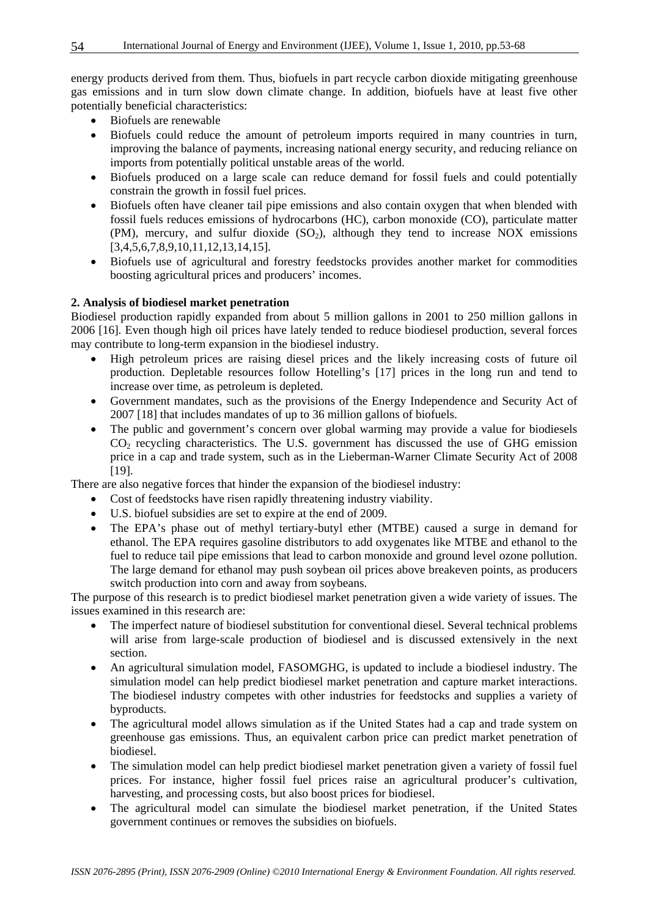energy products derived from them. Thus, biofuels in part recycle carbon dioxide mitigating greenhouse gas emissions and in turn slow down climate change. In addition, biofuels have at least five other potentially beneficial characteristics:

- Biofuels are renewable
- Biofuels could reduce the amount of petroleum imports required in many countries in turn, improving the balance of payments, increasing national energy security, and reducing reliance on imports from potentially political unstable areas of the world.
- Biofuels produced on a large scale can reduce demand for fossil fuels and could potentially constrain the growth in fossil fuel prices.
- Biofuels often have cleaner tail pipe emissions and also contain oxygen that when blended with fossil fuels reduces emissions of hydrocarbons (HC), carbon monoxide (CO), particulate matter (PM), mercury, and sulfur dioxide ($SO_2$), although they tend to increase NOX emissions [3,4,5,6,7,8,9,10,11,12,13,14,15].
- Biofuels use of agricultural and forestry feedstocks provides another market for commodities boosting agricultural prices and producers' incomes.

**2. Analysis of biodiesel market penetration**

Biodiesel production rapidly expanded from about 5 million gallons in 2001 to 250 million gallons in 2006 [16]. Even though high oil prices have lately tended to reduce biodiesel production, several forces may contribute to long-term expansion in the biodiesel industry.

- High petroleum prices are raising diesel prices and the likely increasing costs of future oil production. Depletable resources follow Hotelling's [17] prices in the long run and tend to increase over time, as petroleum is depleted.
- Government mandates, such as the provisions of the Energy Independence and Security Act of 2007 [18] that includes mandates of up to 36 million gallons of biofuels.
- The public and government's concern over global warming may provide a value for biodiesels $CO_2$ recycling characteristics. The U.S. government has discussed the use of GHG emission price in a cap and trade system, such as in the Lieberman-Warner Climate Security Act of 2008 [19].

There are also negative forces that hinder the expansion of the biodiesel industry:

- Cost of feedstocks have risen rapidly threatening industry viability.
- U.S. biofuel subsidies are set to expire at the end of 2009.
- The EPA's phase out of methyl tertiary-butyl ether (MTBE) caused a surge in demand for ethanol. The EPA requires gasoline distributors to add oxygenates like MTBE and ethanol to the fuel to reduce tail pipe emissions that lead to carbon monoxide and ground level ozone pollution. The large demand for ethanol may push soybean oil prices above breakeven points, as producers switch production into corn and away from soybeans.

The purpose of this research is to predict biodiesel market penetration given a wide variety of issues. The issues examined in this research are:

- The imperfect nature of biodiesel substitution for conventional diesel. Several technical problems will arise from large-scale production of biodiesel and is discussed extensively in the next section.
- An agricultural simulation model, FASOMGHG, is updated to include a biodiesel industry. The simulation model can help predict biodiesel market penetration and capture market interactions. The biodiesel industry competes with other industries for feedstocks and supplies a variety of byproducts.
- The agricultural model allows simulation as if the United States had a cap and trade system on greenhouse gas emissions. Thus, an equivalent carbon price can predict market penetration of biodiesel.
- The simulation model can help predict biodiesel market penetration given a variety of fossil fuel prices. For instance, higher fossil fuel prices raise an agricultural producer's cultivation, harvesting, and processing costs, but also boost prices for biodiesel.
- The agricultural model can simulate the biodiesel market penetration, if the United States government continues or removes the subsidies on biofuels.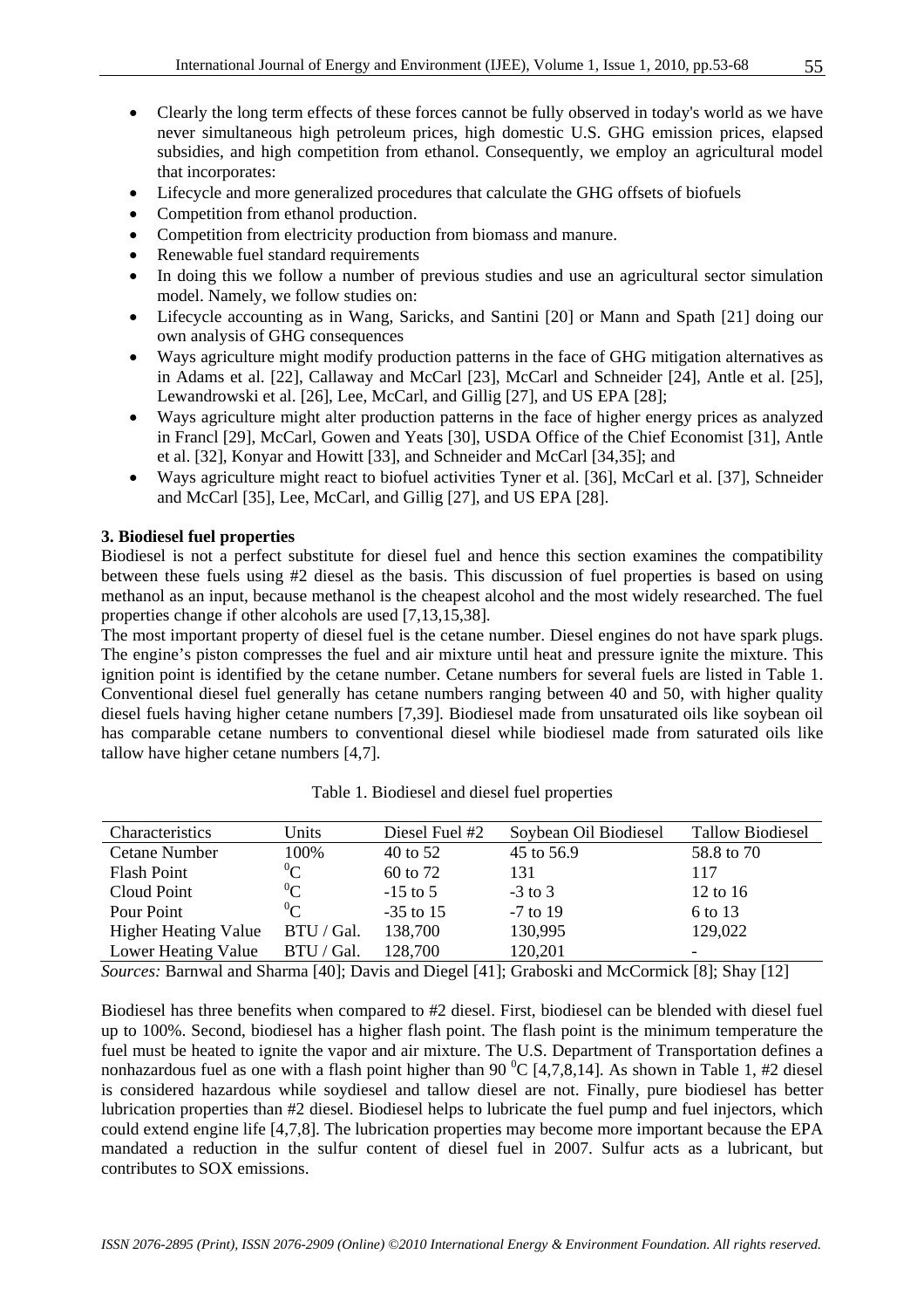- Clearly the long term effects of these forces cannot be fully observed in today's world as we have never simultaneous high petroleum prices, high domestic U.S. GHG emission prices, elapsed subsidies, and high competition from ethanol. Consequently, we employ an agricultural model that incorporates:
- Lifecycle and more generalized procedures that calculate the GHG offsets of biofuels
- Competition from ethanol production.
- Competition from electricity production from biomass and manure.
- Renewable fuel standard requirements
- In doing this we follow a number of previous studies and use an agricultural sector simulation model. Namely, we follow studies on:
- Lifecycle accounting as in Wang, Saricks, and Santini [20] or Mann and Spath [21] doing our own analysis of GHG consequences
- Ways agriculture might modify production patterns in the face of GHG mitigation alternatives as in Adams et al. [22], Callaway and McCarl [23], McCarl and Schneider [24], Antle et al. [25], Lewandrowski et al. [26], Lee, McCarl, and Gillig [27], and US EPA [28];
- Ways agriculture might alter production patterns in the face of higher energy prices as analyzed in Francl [29], McCarl, Gowen and Yeats [30], USDA Office of the Chief Economist [31], Antle et al. [32], Konyar and Howitt [33], and Schneider and McCarl [34,35]; and
- Ways agriculture might react to biofuel activities Tyner et al. [36], McCarl et al. [37], Schneider and McCarl [35], Lee, McCarl, and Gillig [27], and US EPA [28].

**3. Biodiesel fuel properties**

Biodiesel is not a perfect substitute for diesel fuel and hence this section examines the compatibility between these fuels using #2 diesel as the basis. This discussion of fuel properties is based on using methanol as an input, because methanol is the cheapest alcohol and the most widely researched. The fuel properties change if other alcohols are used [7,13,15,38].

The most important property of diesel fuel is the cetane number. Diesel engines do not have spark plugs. The engine's piston compresses the fuel and air mixture until heat and pressure ignite the mixture. This ignition point is identified by the cetane number. Cetane numbers for several fuels are listed in Table 1. Conventional diesel fuel generally has cetane numbers ranging between 40 and 50, with higher quality diesel fuels having higher cetane numbers [7,39]. Biodiesel made from unsaturated oils like soybean oil has comparable cetane numbers to conventional diesel while biodiesel made from saturated oils like tallow have higher cetane numbers [4,7].

Table 1. Biodiesel and diesel fuel properties

| Characteristics | Units | Diesel Fuel #2 | Soybean Oil Biodiesel | Tallow Biodiesel |
|---|---|---|---|---|
| Cetane Number | 100% | 40 to 52 | 45 to 56.9 | 58.8 to 70 |
| Flash Point | $^0$C | 60 to 72 | 131 | 117 |
| Cloud Point | $^0$C | -15 to 5 | -3 to 3 | 12 to 16 |
| Pour Point | $^0$C | -35 to 15 | -7 to 19 | 6 to 13 |
| Higher Heating Value | BTU / Gal. | 138,700 | 130,995 | 129,022 |
| Lower Heating Value | BTU / Gal. | 128,700 | 120,201 | - |

*Sources:* Barnwal and Sharma [40]; Davis and Diegel [41]; Graboski and McCormick [8]; Shay [12]

Biodiesel has three benefits when compared to #2 diesel. First, biodiesel can be blended with diesel fuel up to 100%. Second, biodiesel has a higher flash point. The flash point is the minimum temperature the fuel must be heated to ignite the vapor and air mixture. The U.S. Department of Transportation defines a nonhazardous fuel as one with a flash point higher than 90 $^0$C [4,7,8,14]. As shown in Table 1, #2 diesel is considered hazardous while soydiesel and tallow diesel are not. Finally, pure biodiesel has better lubrication properties than #2 diesel. Biodiesel helps to lubricate the fuel pump and fuel injectors, which could extend engine life [4,7,8]. The lubrication properties may become more important because the EPA mandated a reduction in the sulfur content of diesel fuel in 2007. Sulfur acts as a lubricant, but contributes to SOX emissions.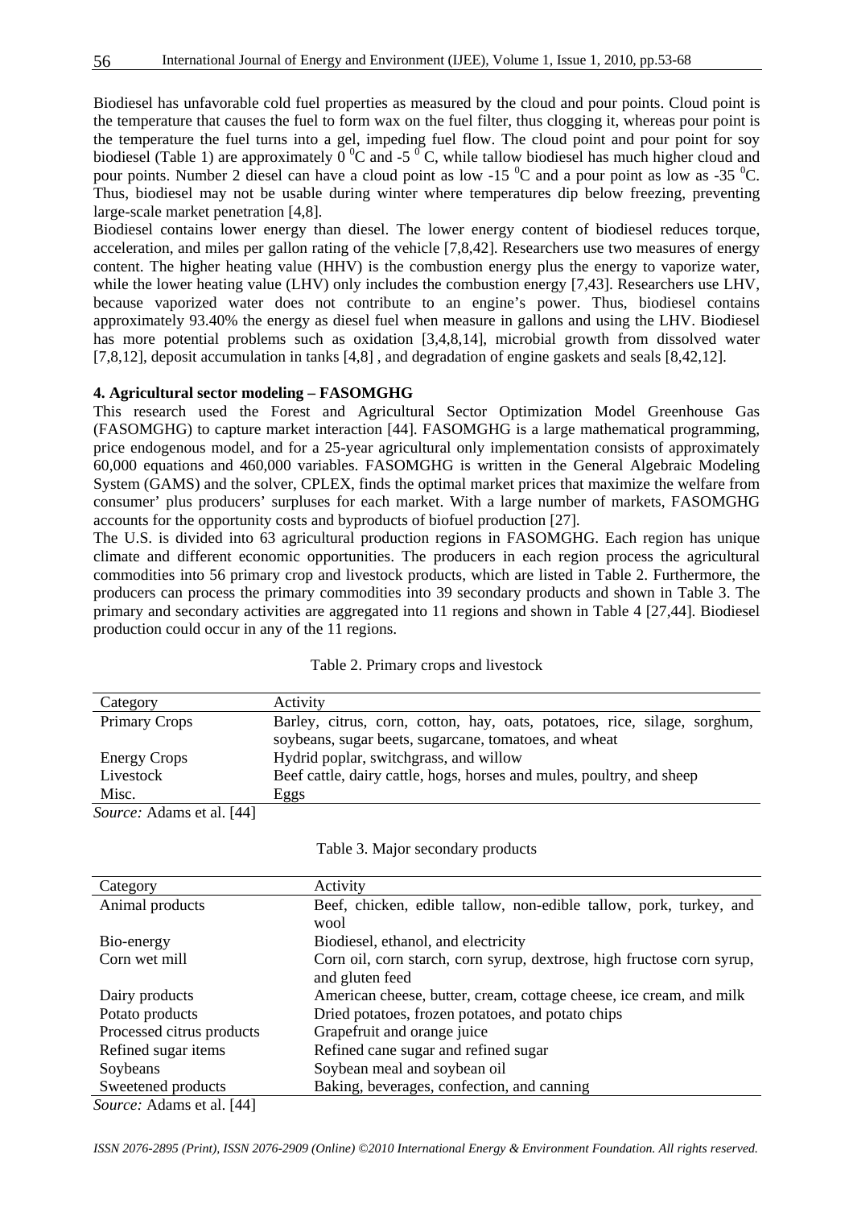Biodiesel has unfavorable cold fuel properties as measured by the cloud and pour points. Cloud point is the temperature that causes the fuel to form wax on the fuel filter, thus clogging it, whereas pour point is the temperature the fuel turns into a gel, impeding fuel flow. The cloud point and pour point for soy biodiesel (Table 1) are approximately 0 $^0$C and -5 $^0$ C, while tallow biodiesel has much higher cloud and pour points. Number 2 diesel can have a cloud point as low -15 $^0$C and a pour point as low as -35 $^0$C. Thus, biodiesel may not be usable during winter where temperatures dip below freezing, preventing large-scale market penetration [4,8].

Biodiesel contains lower energy than diesel. The lower energy content of biodiesel reduces torque, acceleration, and miles per gallon rating of the vehicle [7,8,42]. Researchers use two measures of energy content. The higher heating value (HHV) is the combustion energy plus the energy to vaporize water, while the lower heating value (LHV) only includes the combustion energy [7,43]. Researchers use LHV, because vaporized water does not contribute to an engine's power. Thus, biodiesel contains approximately 93.40% the energy as diesel fuel when measure in gallons and using the LHV. Biodiesel has more potential problems such as oxidation [3,4,8,14], microbial growth from dissolved water [7,8,12], deposit accumulation in tanks [4,8] , and degradation of engine gaskets and seals [8,42,12].

**4. Agricultural sector modeling – FASOMGHG**

This research used the Forest and Agricultural Sector Optimization Model Greenhouse Gas (FASOMGHG) to capture market interaction [44]. FASOMGHG is a large mathematical programming, price endogenous model, and for a 25-year agricultural only implementation consists of approximately 60,000 equations and 460,000 variables. FASOMGHG is written in the General Algebraic Modeling System (GAMS) and the solver, CPLEX, finds the optimal market prices that maximize the welfare from consumer' plus producers' surpluses for each market. With a large number of markets, FASOMGHG accounts for the opportunity costs and byproducts of biofuel production [27].

The U.S. is divided into 63 agricultural production regions in FASOMGHG. Each region has unique climate and different economic opportunities. The producers in each region process the agricultural commodities into 56 primary crop and livestock products, which are listed in Table 2. Furthermore, the producers can process the primary commodities into 39 secondary products and shown in Table 3. The primary and secondary activities are aggregated into 11 regions and shown in Table 4 [27,44]. Biodiesel production could occur in any of the 11 regions.

Table 2. Primary crops and livestock

| Category | Activity |
|---|---|
| Primary Crops | Barley, citrus, corn, cotton, hay, oats, potatoes, rice, silage, sorghum, soybeans, sugar beets, sugarcane, tomatoes, and wheat |
| Energy Crops | Hydrid poplar, switchgrass, and willow |
| Livestock | Beef cattle, dairy cattle, hogs, horses and mules, poultry, and sheep |
| Misc. | Eggs |

*Source:* Adams et al. [44]

Table 3. Major secondary products

| Category | Activity |
|---|---|
| Animal products | Beef, chicken, edible tallow, non-edible tallow, pork, turkey, and wool |
| Bio-energy | Biodiesel, ethanol, and electricity |
| Corn wet mill | Corn oil, corn starch, corn syrup, dextrose, high fructose corn syrup, and gluten feed |
| Dairy products | American cheese, butter, cream, cottage cheese, ice cream, and milk |
| Potato products | Dried potatoes, frozen potatoes, and potato chips |
| Processed citrus products | Grapefruit and orange juice |
| Refined sugar items | Refined cane sugar and refined sugar |
| Soybeans | Soybean meal and soybean oil |
| Sweetened products | Baking, beverages, confection, and canning |

*Source:* Adams et al. [44]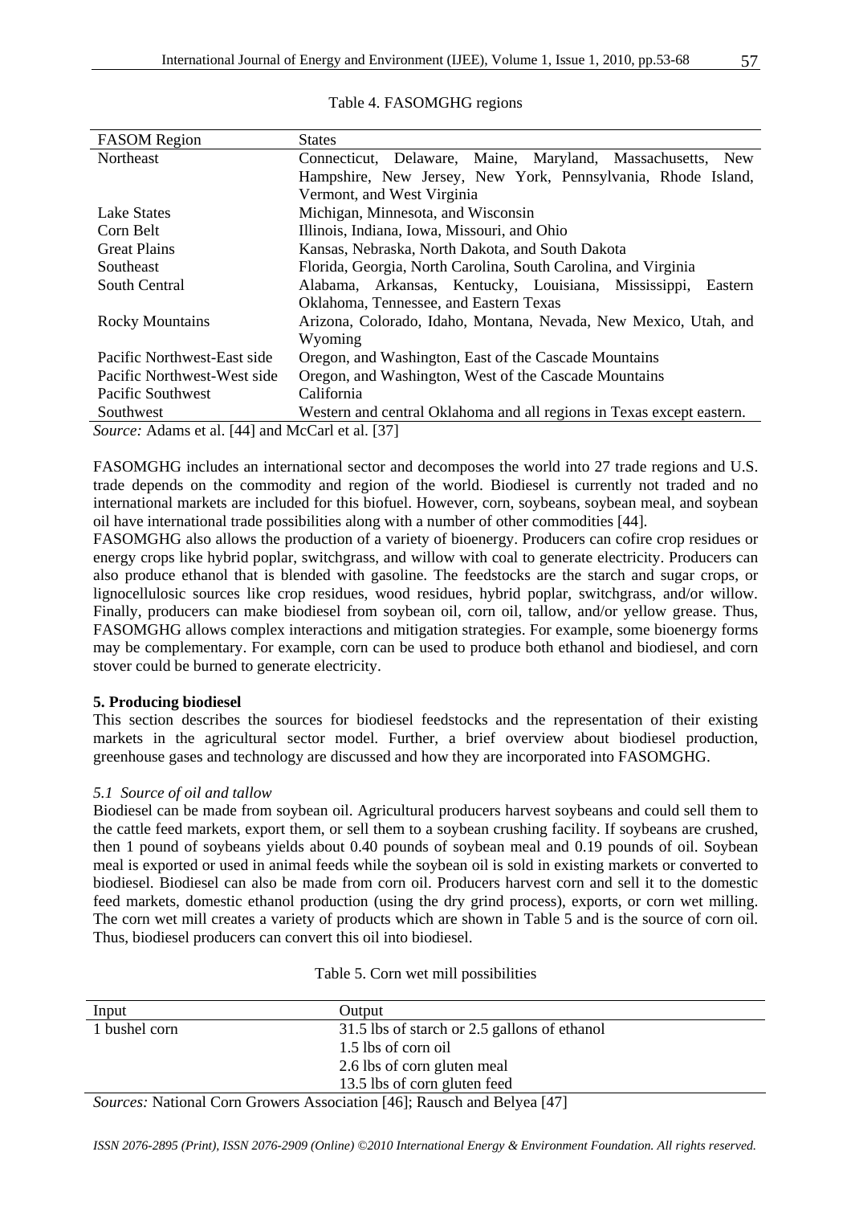Table 4. FASOMGHG regions

| FASOM Region | States |
|---|---|
| Northeast | Connecticut, Delaware, Maine, Maryland, Massachusetts, New Hampshire, New Jersey, New York, Pennsylvania, Rhode Island, Vermont, and West Virginia |
| Lake States | Michigan, Minnesota, and Wisconsin |
| Corn Belt | Illinois, Indiana, Iowa, Missouri, and Ohio |
| Great Plains | Kansas, Nebraska, North Dakota, and South Dakota |
| Southeast | Florida, Georgia, North Carolina, South Carolina, and Virginia |
| South Central | Alabama, Arkansas, Kentucky, Louisiana, Mississippi, Eastern Oklahoma, Tennessee, and Eastern Texas |
| Rocky Mountains | Arizona, Colorado, Idaho, Montana, Nevada, New Mexico, Utah, and Wyoming |
| Pacific Northwest-East side | Oregon, and Washington, East of the Cascade Mountains |
| Pacific Northwest-West side | Oregon, and Washington, West of the Cascade Mountains |
| Pacific Southwest | California |
| Southwest | Western and central Oklahoma and all regions in Texas except eastern. |

*Source:* Adams et al. [44] and McCarl et al. [37]

FASOMGHG includes an international sector and decomposes the world into 27 trade regions and U.S. trade depends on the commodity and region of the world. Biodiesel is currently not traded and no international markets are included for this biofuel. However, corn, soybeans, soybean meal, and soybean oil have international trade possibilities along with a number of other commodities [44].

FASOMGHG also allows the production of a variety of bioenergy. Producers can cofire crop residues or energy crops like hybrid poplar, switchgrass, and willow with coal to generate electricity. Producers can also produce ethanol that is blended with gasoline. The feedstocks are the starch and sugar crops, or lignocellulosic sources like crop residues, wood residues, hybrid poplar, switchgrass, and/or willow. Finally, producers can make biodiesel from soybean oil, corn oil, tallow, and/or yellow grease. Thus, FASOMGHG allows complex interactions and mitigation strategies. For example, some bioenergy forms may be complementary. For example, corn can be used to produce both ethanol and biodiesel, and corn stover could be burned to generate electricity.

## 5. Producing biodiesel

This section describes the sources for biodiesel feedstocks and the representation of their existing markets in the agricultural sector model. Further, a brief overview about biodiesel production, greenhouse gases and technology are discussed and how they are incorporated into FASOMGHG.

### *5.1 Source of oil and tallow*

Biodiesel can be made from soybean oil. Agricultural producers harvest soybeans and could sell them to the cattle feed markets, export them, or sell them to a soybean crushing facility. If soybeans are crushed, then 1 pound of soybeans yields about 0.40 pounds of soybean meal and 0.19 pounds of oil. Soybean meal is exported or used in animal feeds while the soybean oil is sold in existing markets or converted to biodiesel. Biodiesel can also be made from corn oil. Producers harvest corn and sell it to the domestic feed markets, domestic ethanol production (using the dry grind process), exports, or corn wet milling. The corn wet mill creates a variety of products which are shown in Table 5 and is the source of corn oil. Thus, biodiesel producers can convert this oil into biodiesel.

Table 5. Corn wet mill possibilities

| Input | Output |
|---|---|
| 1 bushel corn | 31.5 lbs of starch or 2.5 gallons of ethanol |
| | 1.5 lbs of corn oil |
| | 2.6 lbs of corn gluten meal |
| | 13.5 lbs of corn gluten feed |

*Sources:* National Corn Growers Association [46]; Rausch and Belyea [47]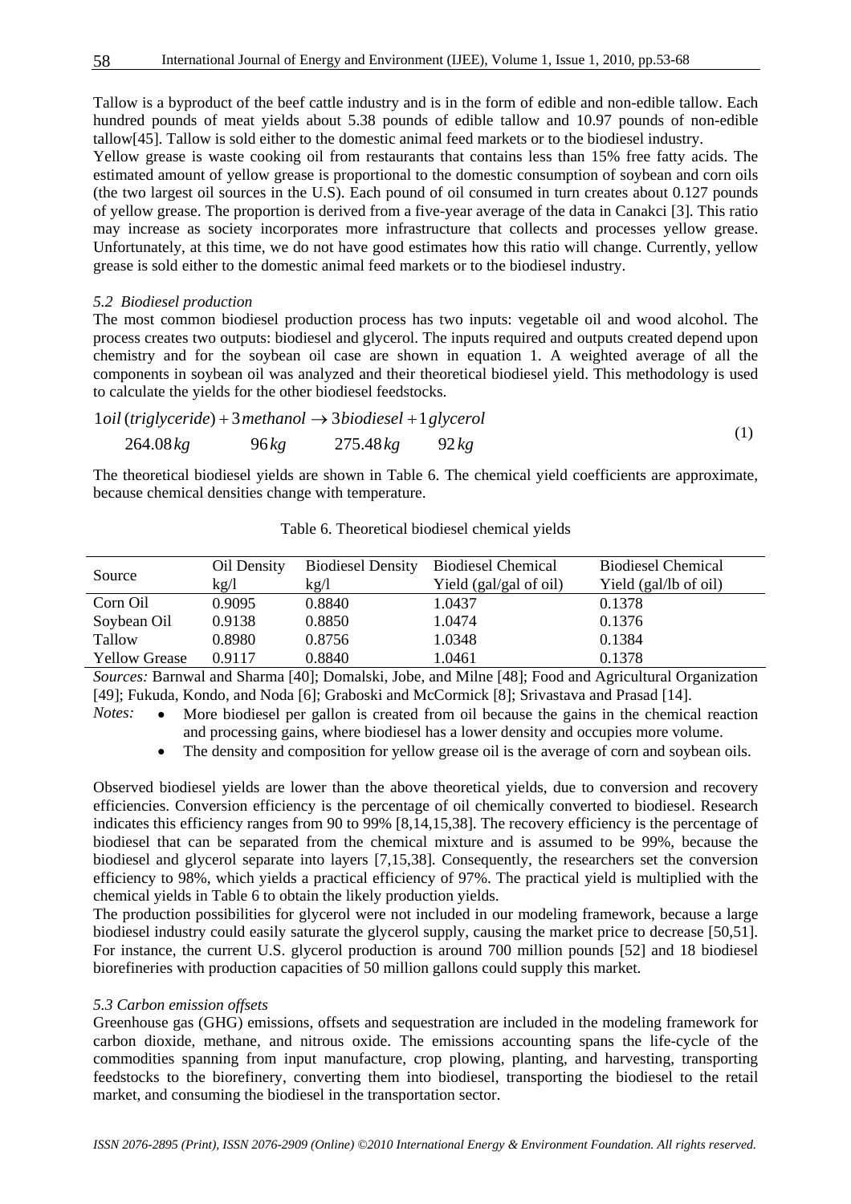Tallow is a byproduct of the beef cattle industry and is in the form of edible and non-edible tallow. Each hundred pounds of meat yields about 5.38 pounds of edible tallow and 10.97 pounds of non-edible tallow[45]. Tallow is sold either to the domestic animal feed markets or to the biodiesel industry.

Yellow grease is waste cooking oil from restaurants that contains less than 15% free fatty acids. The estimated amount of yellow grease is proportional to the domestic consumption of soybean and corn oils (the two largest oil sources in the U.S). Each pound of oil consumed in turn creates about 0.127 pounds of yellow grease. The proportion is derived from a five-year average of the data in Canakci [3]. This ratio may increase as society incorporates more infrastructure that collects and processes yellow grease. Unfortunately, at this time, we do not have good estimates how this ratio will change. Currently, yellow grease is sold either to the domestic animal feed markets or to the biodiesel industry.

### *5.2 Biodiesel production*

The most common biodiesel production process has two inputs: vegetable oil and wood alcohol. The process creates two outputs: biodiesel and glycerol. The inputs required and outputs created depend upon chemistry and for the soybean oil case are shown in equation 1. A weighted average of all the components in soybean oil was analyzed and their theoretical biodiesel yield. This methodology is used to calculate the yields for the other biodiesel feedstocks.

$$
\begin{array}{llll}
1\,oil\,(triglyceride) + & 3\,methanol \rightarrow & 3\,biodiesel + & 1\,glycerol \\
264.08\,kg & 96\,kg & 275.48\,kg & 92\,kg
\end{array}
\tag{1}
$$

The theoretical biodiesel yields are shown in Table 6. The chemical yield coefficients are approximate, because chemical densities change with temperature.

Table 6. Theoretical biodiesel chemical yields

| Source | Oil Density kg/l | Biodiesel Density kg/l | Biodiesel Chemical Yield (gal/gal of oil) | Biodiesel Chemical Yield (gal/lb of oil) |
|---|---|---|---|---|
| Corn Oil | 0.9095 | 0.8840 | 1.0437 | 0.1378 |
| Soybean Oil | 0.9138 | 0.8850 | 1.0474 | 0.1376 |
| Tallow | 0.8980 | 0.8756 | 1.0348 | 0.1384 |
| Yellow Grease | 0.9117 | 0.8840 | 1.0461 | 0.1378 |

*Sources:* Barnwal and Sharma [40]; Domalski, Jobe, and Milne [48]; Food and Agricultural Organization [49]; Fukuda, Kondo, and Noda [6]; Graboski and McCormick [8]; Srivastava and Prasad [14].

*Notes:*
- More biodiesel per gallon is created from oil because the gains in the chemical reaction and processing gains, where biodiesel has a lower density and occupies more volume.
- The density and composition for yellow grease oil is the average of corn and soybean oils.

Observed biodiesel yields are lower than the above theoretical yields, due to conversion and recovery efficiencies. Conversion efficiency is the percentage of oil chemically converted to biodiesel. Research indicates this efficiency ranges from 90 to 99% [8,14,15,38]. The recovery efficiency is the percentage of biodiesel that can be separated from the chemical mixture and is assumed to be 99%, because the biodiesel and glycerol separate into layers [7,15,38]. Consequently, the researchers set the conversion efficiency to 98%, which yields a practical efficiency of 97%. The practical yield is multiplied with the chemical yields in Table 6 to obtain the likely production yields.

The production possibilities for glycerol were not included in our modeling framework, because a large biodiesel industry could easily saturate the glycerol supply, causing the market price to decrease [50,51]. For instance, the current U.S. glycerol production is around 700 million pounds [52] and 18 biodiesel biorefineries with production capacities of 50 million gallons could supply this market.

### *5.3 Carbon emission offsets*

Greenhouse gas (GHG) emissions, offsets and sequestration are included in the modeling framework for carbon dioxide, methane, and nitrous oxide. The emissions accounting spans the life-cycle of the commodities spanning from input manufacture, crop plowing, planting, and harvesting, transporting feedstocks to the biorefinery, converting them into biodiesel, transporting the biodiesel to the retail market, and consuming the biodiesel in the transportation sector.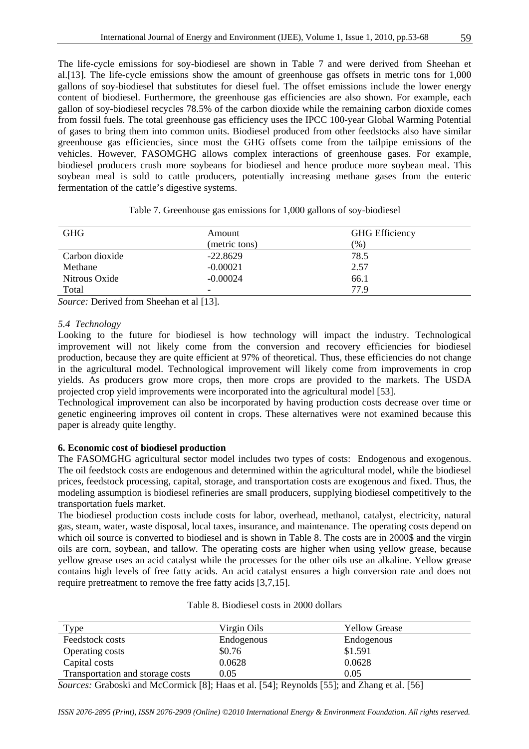The life-cycle emissions for soy-biodiesel are shown in Table 7 and were derived from Sheehan et al.[13]. The life-cycle emissions show the amount of greenhouse gas offsets in metric tons for 1,000 gallons of soy-biodiesel that substitutes for diesel fuel. The offset emissions include the lower energy content of biodiesel. Furthermore, the greenhouse gas efficiencies are also shown. For example, each gallon of soy-biodiesel recycles 78.5% of the carbon dioxide while the remaining carbon dioxide comes from fossil fuels. The total greenhouse gas efficiency uses the IPCC 100-year Global Warming Potential of gases to bring them into common units. Biodiesel produced from other feedstocks also have similar greenhouse gas efficiencies, since most the GHG offsets come from the tailpipe emissions of the vehicles. However, FASOMGHG allows complex interactions of greenhouse gases. For example, biodiesel producers crush more soybeans for biodiesel and hence produce more soybean meal. This soybean meal is sold to cattle producers, potentially increasing methane gases from the enteric fermentation of the cattle's digestive systems.

Table 7. Greenhouse gas emissions for 1,000 gallons of soy-biodiesel

| GHG | Amount (metric tons) | GHG Efficiency (%) |
|---|---|---|
| Carbon dioxide | -22.8629 | 78.5 |
| Methane | -0.00021 | 2.57 |
| Nitrous Oxide | -0.00024 | 66.1 |
| Total | - | 77.9 |

*Source:* Derived from Sheehan et al [13].

### *5.4 Technology*

Looking to the future for biodiesel is how technology will impact the industry. Technological improvement will not likely come from the conversion and recovery efficiencies for biodiesel production, because they are quite efficient at 97% of theoretical. Thus, these efficiencies do not change in the agricultural model. Technological improvement will likely come from improvements in crop yields. As producers grow more crops, then more crops are provided to the markets. The USDA projected crop yield improvements were incorporated into the agricultural model [53].

Technological improvement can also be incorporated by having production costs decrease over time or genetic engineering improves oil content in crops. These alternatives were not examined because this paper is already quite lengthy.

## 6. Economic cost of biodiesel production

The FASOMGHG agricultural sector model includes two types of costs: Endogenous and exogenous. The oil feedstock costs are endogenous and determined within the agricultural model, while the biodiesel prices, feedstock processing, capital, storage, and transportation costs are exogenous and fixed. Thus, the modeling assumption is biodiesel refineries are small producers, supplying biodiesel competitively to the transportation fuels market.

The biodiesel production costs include costs for labor, overhead, methanol, catalyst, electricity, natural gas, steam, water, waste disposal, local taxes, insurance, and maintenance. The operating costs depend on which oil source is converted to biodiesel and is shown in Table 8. The costs are in 2000$ and the virgin oils are corn, soybean, and tallow. The operating costs are higher when using yellow grease, because yellow grease uses an acid catalyst while the processes for the other oils use an alkaline. Yellow grease contains high levels of free fatty acids. An acid catalyst ensures a high conversion rate and does not require pretreatment to remove the free fatty acids [3,7,15].

Table 8. Biodiesel costs in 2000 dollars

| Type | Virgin Oils | Yellow Grease |
|---|---|---|
| Feedstock costs | Endogenous | Endogenous |
| Operating costs | $0.76 | $1.591 |
| Capital costs | 0.0628 | 0.0628 |
| Transportation and storage costs | 0.05 | 0.05 |

*Sources:* Graboski and McCormick [8]; Haas et al. [54]; Reynolds [55]; and Zhang et al. [56]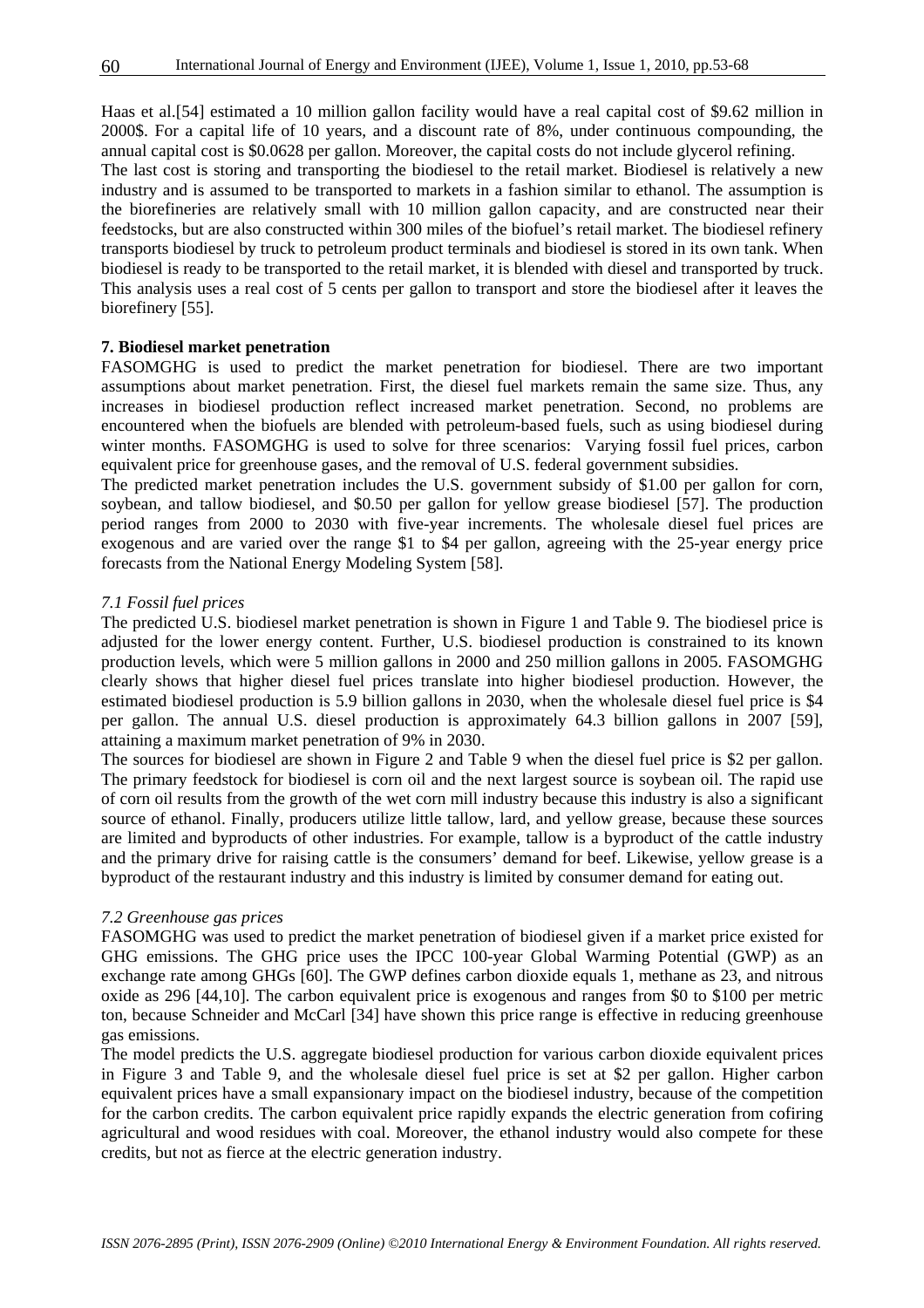Haas et al.[54] estimated a 10 million gallon facility would have a real capital cost of $9.62 million in 2000$. For a capital life of 10 years, and a discount rate of 8%, under continuous compounding, the annual capital cost is $0.0628 per gallon. Moreover, the capital costs do not include glycerol refining.

The last cost is storing and transporting the biodiesel to the retail market. Biodiesel is relatively a new industry and is assumed to be transported to markets in a fashion similar to ethanol. The assumption is the biorefineries are relatively small with 10 million gallon capacity, and are constructed near their feedstocks, but are also constructed within 300 miles of the biofuel's retail market. The biodiesel refinery transports biodiesel by truck to petroleum product terminals and biodiesel is stored in its own tank. When biodiesel is ready to be transported to the retail market, it is blended with diesel and transported by truck. This analysis uses a real cost of 5 cents per gallon to transport and store the biodiesel after it leaves the biorefinery [55].

**7. Biodiesel market penetration**

FASOMGHG is used to predict the market penetration for biodiesel. There are two important assumptions about market penetration. First, the diesel fuel markets remain the same size. Thus, any increases in biodiesel production reflect increased market penetration. Second, no problems are encountered when the biofuels are blended with petroleum-based fuels, such as using biodiesel during winter months. FASOMGHG is used to solve for three scenarios: Varying fossil fuel prices, carbon equivalent price for greenhouse gases, and the removal of U.S. federal government subsidies.

The predicted market penetration includes the U.S. government subsidy of $1.00 per gallon for corn, soybean, and tallow biodiesel, and $0.50 per gallon for yellow grease biodiesel [57]. The production period ranges from 2000 to 2030 with five-year increments. The wholesale diesel fuel prices are exogenous and are varied over the range $1 to $4 per gallon, agreeing with the 25-year energy price forecasts from the National Energy Modeling System [58].

*7.1 Fossil fuel prices*

The predicted U.S. biodiesel market penetration is shown in Figure 1 and Table 9. The biodiesel price is adjusted for the lower energy content. Further, U.S. biodiesel production is constrained to its known production levels, which were 5 million gallons in 2000 and 250 million gallons in 2005. FASOMGHG clearly shows that higher diesel fuel prices translate into higher biodiesel production. However, the estimated biodiesel production is 5.9 billion gallons in 2030, when the wholesale diesel fuel price is $4 per gallon. The annual U.S. diesel production is approximately 64.3 billion gallons in 2007 [59], attaining a maximum market penetration of 9% in 2030.

The sources for biodiesel are shown in Figure 2 and Table 9 when the diesel fuel price is $2 per gallon. The primary feedstock for biodiesel is corn oil and the next largest source is soybean oil. The rapid use of corn oil results from the growth of the wet corn mill industry because this industry is also a significant source of ethanol. Finally, producers utilize little tallow, lard, and yellow grease, because these sources are limited and byproducts of other industries. For example, tallow is a byproduct of the cattle industry and the primary drive for raising cattle is the consumers' demand for beef. Likewise, yellow grease is a byproduct of the restaurant industry and this industry is limited by consumer demand for eating out.

*7.2 Greenhouse gas prices*

FASOMGHG was used to predict the market penetration of biodiesel given if a market price existed for GHG emissions. The GHG price uses the IPCC 100-year Global Warming Potential (GWP) as an exchange rate among GHGs [60]. The GWP defines carbon dioxide equals 1, methane as 23, and nitrous oxide as 296 [44,10]. The carbon equivalent price is exogenous and ranges from $0 to $100 per metric ton, because Schneider and McCarl [34] have shown this price range is effective in reducing greenhouse gas emissions.

The model predicts the U.S. aggregate biodiesel production for various carbon dioxide equivalent prices in Figure 3 and Table 9, and the wholesale diesel fuel price is set at $2 per gallon. Higher carbon equivalent prices have a small expansionary impact on the biodiesel industry, because of the competition for the carbon credits. The carbon equivalent price rapidly expands the electric generation from cofiring agricultural and wood residues with coal. Moreover, the ethanol industry would also compete for these credits, but not as fierce at the electric generation industry.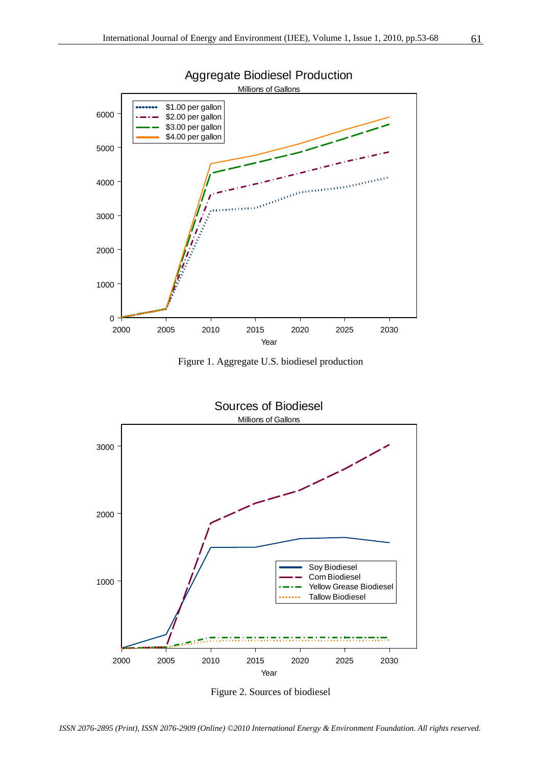Figure 1. Aggregate U.S. biodiesel production

Figure 2. Sources of biodiesel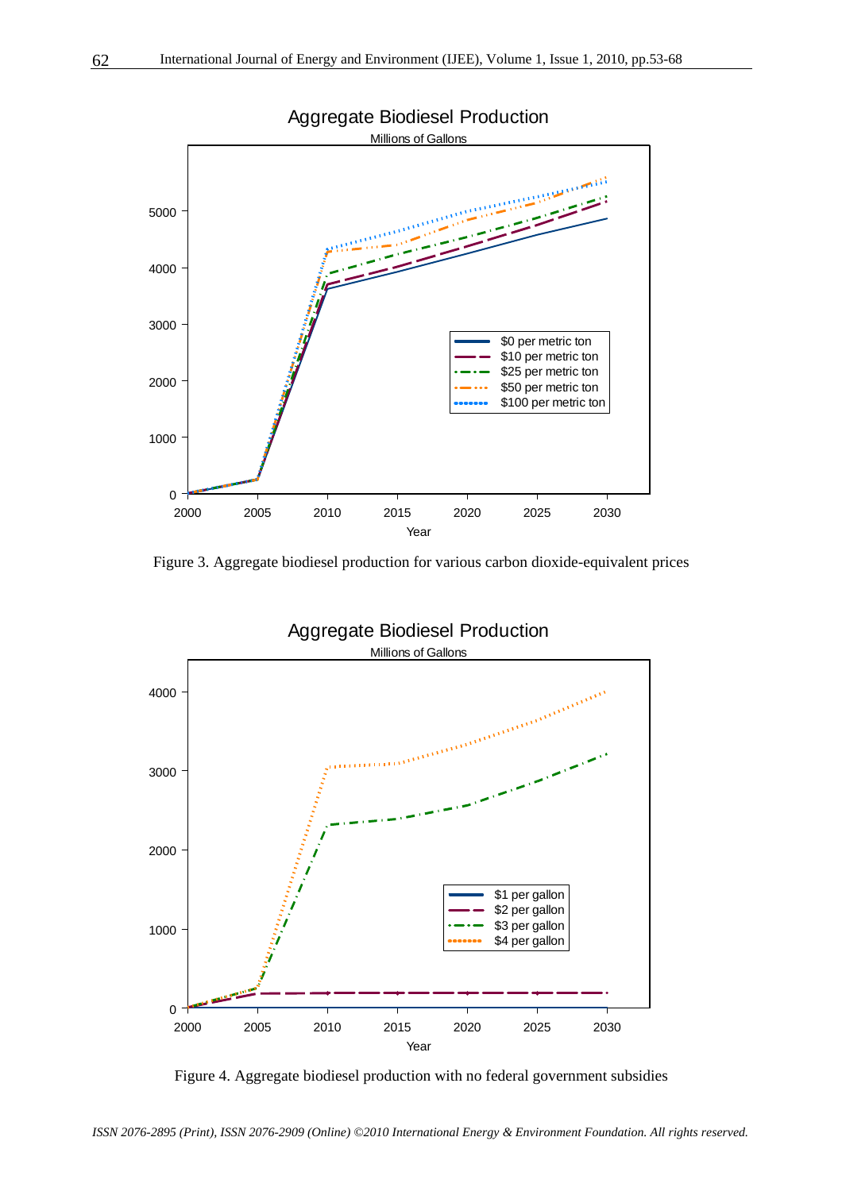Figure 3. Aggregate biodiesel production for various carbon dioxide-equivalent prices

Figure 4. Aggregate biodiesel production with no federal government subsidies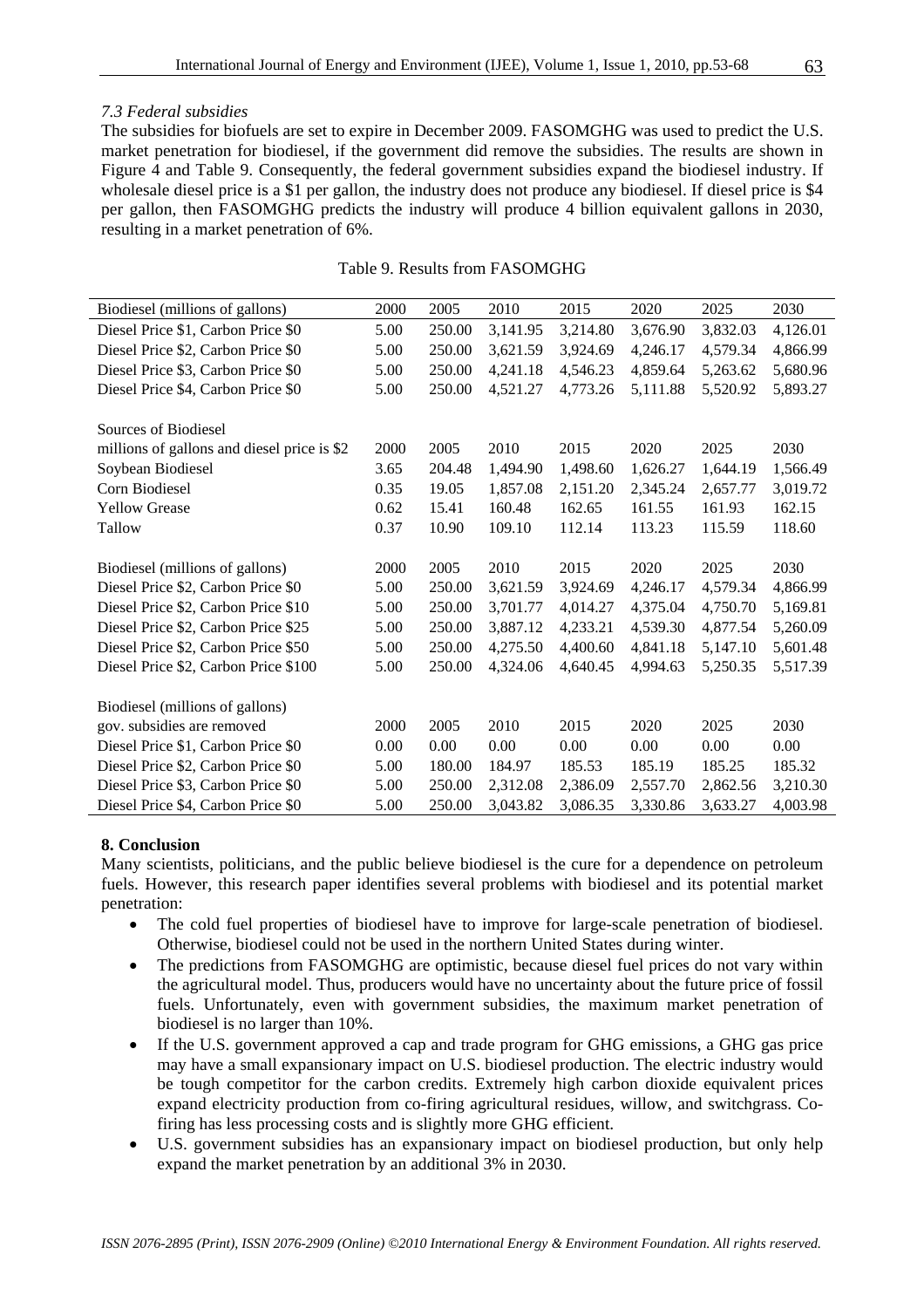*7.3 Federal subsidies*

The subsidies for biofuels are set to expire in December 2009. FASOMGHG was used to predict the U.S. market penetration for biodiesel, if the government did remove the subsidies. The results are shown in Figure 4 and Table 9. Consequently, the federal government subsidies expand the biodiesel industry. If wholesale diesel price is a $1 per gallon, the industry does not produce any biodiesel. If diesel price is $4 per gallon, then FASOMGHG predicts the industry will produce 4 billion equivalent gallons in 2030, resulting in a market penetration of 6%.

Table 9. Results from FASOMGHG

| Biodiesel (millions of gallons) | 2000 | 2005 | 2010 | 2015 | 2020 | 2025 | 2030 |
|---|---|---|---|---|---|---|---|
| Diesel Price $1, Carbon Price $0 | 5.00 | 250.00 | 3,141.95 | 3,214.80 | 3,676.90 | 3,832.03 | 4,126.01 |
| Diesel Price $2, Carbon Price $0 | 5.00 | 250.00 | 3,621.59 | 3,924.69 | 4,246.17 | 4,579.34 | 4,866.99 |
| Diesel Price $3, Carbon Price $0 | 5.00 | 250.00 | 4,241.18 | 4,546.23 | 4,859.64 | 5,263.62 | 5,680.96 |
| Diesel Price $4, Carbon Price $0 | 5.00 | 250.00 | 4,521.27 | 4,773.26 | 5,111.88 | 5,520.92 | 5,893.27 |
| | | | | | | | |
| Sources of Biodiesel | | | | | | | |
| millions of gallons and diesel price is $2 | 2000 | 2005 | 2010 | 2015 | 2020 | 2025 | 2030 |
| Soybean Biodiesel | 3.65 | 204.48 | 1,494.90 | 1,498.60 | 1,626.27 | 1,644.19 | 1,566.49 |
| Corn Biodiesel | 0.35 | 19.05 | 1,857.08 | 2,151.20 | 2,345.24 | 2,657.77 | 3,019.72 |
| Yellow Grease | 0.62 | 15.41 | 160.48 | 162.65 | 161.55 | 161.93 | 162.15 |
| Tallow | 0.37 | 10.90 | 109.10 | 112.14 | 113.23 | 115.59 | 118.60 |
| | | | | | | | |
| Biodiesel (millions of gallons) | 2000 | 2005 | 2010 | 2015 | 2020 | 2025 | 2030 |
| Diesel Price $2, Carbon Price $0 | 5.00 | 250.00 | 3,621.59 | 3,924.69 | 4,246.17 | 4,579.34 | 4,866.99 |
| Diesel Price $2, Carbon Price $10 | 5.00 | 250.00 | 3,701.77 | 4,014.27 | 4,375.04 | 4,750.70 | 5,169.81 |
| Diesel Price $2, Carbon Price $25 | 5.00 | 250.00 | 3,887.12 | 4,233.21 | 4,539.30 | 4,877.54 | 5,260.09 |
| Diesel Price $2, Carbon Price $50 | 5.00 | 250.00 | 4,275.50 | 4,400.60 | 4,841.18 | 5,147.10 | 5,601.48 |
| Diesel Price $2, Carbon Price $100 | 5.00 | 250.00 | 4,324.06 | 4,640.45 | 4,994.63 | 5,250.35 | 5,517.39 |
| | | | | | | | |
| Biodiesel (millions of gallons) | | | | | | | |
| gov. subsidies are removed | 2000 | 2005 | 2010 | 2015 | 2020 | 2025 | 2030 |
| Diesel Price $1, Carbon Price $0 | 0.00 | 0.00 | 0.00 | 0.00 | 0.00 | 0.00 | 0.00 |
| Diesel Price $2, Carbon Price $0 | 5.00 | 180.00 | 184.97 | 185.53 | 185.19 | 185.25 | 185.32 |
| Diesel Price $3, Carbon Price $0 | 5.00 | 250.00 | 2,312.08 | 2,386.09 | 2,557.70 | 2,862.56 | 3,210.30 |
| Diesel Price $4, Carbon Price $0 | 5.00 | 250.00 | 3,043.82 | 3,086.35 | 3,330.86 | 3,633.27 | 4,003.98 |

## 8. Conclusion

Many scientists, politicians, and the public believe biodiesel is the cure for a dependence on petroleum fuels. However, this research paper identifies several problems with biodiesel and its potential market penetration:

- The cold fuel properties of biodiesel have to improve for large-scale penetration of biodiesel. Otherwise, biodiesel could not be used in the northern United States during winter.
- The predictions from FASOMGHG are optimistic, because diesel fuel prices do not vary within the agricultural model. Thus, producers would have no uncertainty about the future price of fossil fuels. Unfortunately, even with government subsidies, the maximum market penetration of biodiesel is no larger than 10%.
- If the U.S. government approved a cap and trade program for GHG emissions, a GHG gas price may have a small expansionary impact on U.S. biodiesel production. The electric industry would be tough competitor for the carbon credits. Extremely high carbon dioxide equivalent prices expand electricity production from co-firing agricultural residues, willow, and switchgrass. Co-firing has less processing costs and is slightly more GHG efficient.
- U.S. government subsidies has an expansionary impact on biodiesel production, but only help expand the market penetration by an additional 3% in 2030.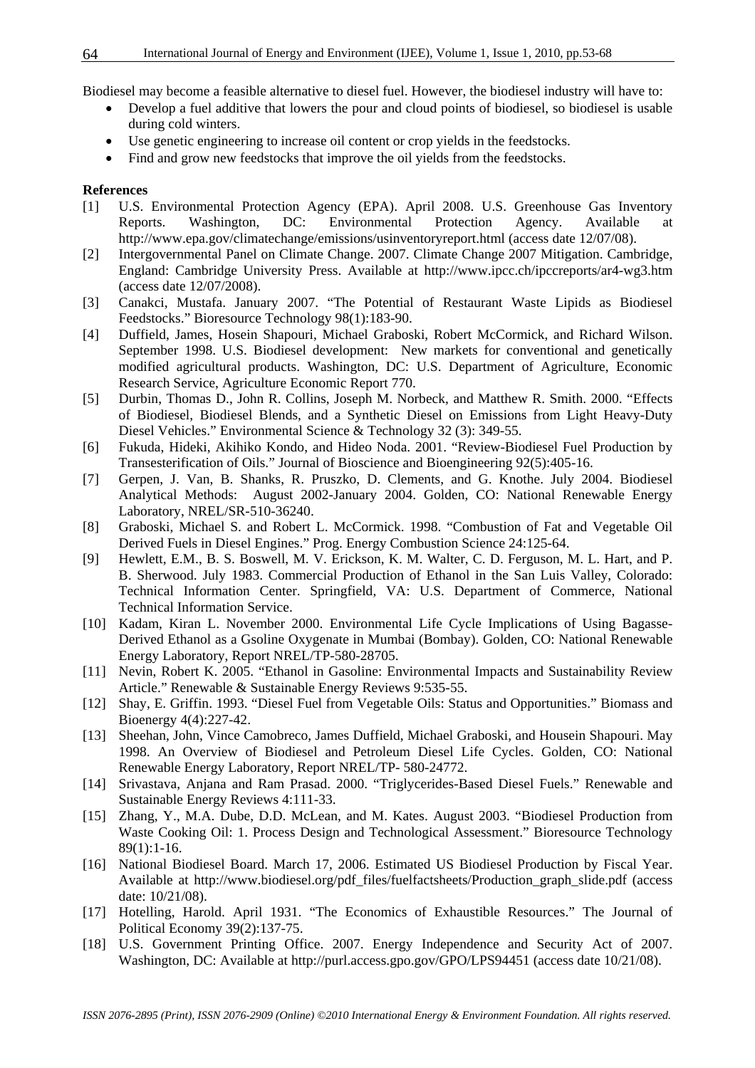Biodiesel may become a feasible alternative to diesel fuel. However, the biodiesel industry will have to:

- Develop a fuel additive that lowers the pour and cloud points of biodiesel, so biodiesel is usable during cold winters.
- Use genetic engineering to increase oil content or crop yields in the feedstocks.
- Find and grow new feedstocks that improve the oil yields from the feedstocks.

## References

[1] U.S. Environmental Protection Agency (EPA). April 2008. U.S. Greenhouse Gas Inventory Reports. Washington, DC: Environmental Protection Agency. Available at http://www.epa.gov/climatechange/emissions/usinventoryreport.html (access date 12/07/08).

[2] Intergovernmental Panel on Climate Change. 2007. Climate Change 2007 Mitigation. Cambridge, England: Cambridge University Press. Available at http://www.ipcc.ch/ipccreports/ar4-wg3.htm (access date 12/07/2008).

[3] Canakci, Mustafa. January 2007. "The Potential of Restaurant Waste Lipids as Biodiesel Feedstocks." Bioresource Technology 98(1):183-90.

[4] Duffield, James, Hosein Shapouri, Michael Graboski, Robert McCormick, and Richard Wilson. September 1998. U.S. Biodiesel development: New markets for conventional and genetically modified agricultural products. Washington, DC: U.S. Department of Agriculture, Economic Research Service, Agriculture Economic Report 770.

[5] Durbin, Thomas D., John R. Collins, Joseph M. Norbeck, and Matthew R. Smith. 2000. "Effects of Biodiesel, Biodiesel Blends, and a Synthetic Diesel on Emissions from Light Heavy-Duty Diesel Vehicles." Environmental Science & Technology 32 (3): 349-55.

[6] Fukuda, Hideki, Akihiko Kondo, and Hideo Noda. 2001. "Review-Biodiesel Fuel Production by Transesterification of Oils." Journal of Bioscience and Bioengineering 92(5):405-16.

[7] Gerpen, J. Van, B. Shanks, R. Pruszko, D. Clements, and G. Knothe. July 2004. Biodiesel Analytical Methods: August 2002-January 2004. Golden, CO: National Renewable Energy Laboratory, NREL/SR-510-36240.

[8] Graboski, Michael S. and Robert L. McCormick. 1998. "Combustion of Fat and Vegetable Oil Derived Fuels in Diesel Engines." Prog. Energy Combustion Science 24:125-64.

[9] Hewlett, E.M., B. S. Boswell, M. V. Erickson, K. M. Walter, C. D. Ferguson, M. L. Hart, and P. B. Sherwood. July 1983. Commercial Production of Ethanol in the San Luis Valley, Colorado: Technical Information Center. Springfield, VA: U.S. Department of Commerce, National Technical Information Service.

[10] Kadam, Kiran L. November 2000. Environmental Life Cycle Implications of Using Bagasse-Derived Ethanol as a Gsoline Oxygenate in Mumbai (Bombay). Golden, CO: National Renewable Energy Laboratory, Report NREL/TP-580-28705.

[11] Nevin, Robert K. 2005. "Ethanol in Gasoline: Environmental Impacts and Sustainability Review Article." Renewable & Sustainable Energy Reviews 9:535-55.

[12] Shay, E. Griffin. 1993. "Diesel Fuel from Vegetable Oils: Status and Opportunities." Biomass and Bioenergy 4(4):227-42.

[13] Sheehan, John, Vince Camobreco, James Duffield, Michael Graboski, and Housein Shapouri. May 1998. An Overview of Biodiesel and Petroleum Diesel Life Cycles. Golden, CO: National Renewable Energy Laboratory, Report NREL/TP- 580-24772.

[14] Srivastava, Anjana and Ram Prasad. 2000. "Triglycerides-Based Diesel Fuels." Renewable and Sustainable Energy Reviews 4:111-33.

[15] Zhang, Y., M.A. Dube, D.D. McLean, and M. Kates. August 2003. "Biodiesel Production from Waste Cooking Oil: 1. Process Design and Technological Assessment." Bioresource Technology 89(1):1-16.

[16] National Biodiesel Board. March 17, 2006. Estimated US Biodiesel Production by Fiscal Year. Available at http://www.biodiesel.org/pdf_files/fuelfactsheets/Production_graph_slide.pdf (access date: 10/21/08).

[17] Hotelling, Harold. April 1931. "The Economics of Exhaustible Resources." The Journal of Political Economy 39(2):137-75.

[18] U.S. Government Printing Office. 2007. Energy Independence and Security Act of 2007. Washington, DC: Available at http://purl.access.gpo.gov/GPO/LPS94451 (access date 10/21/08).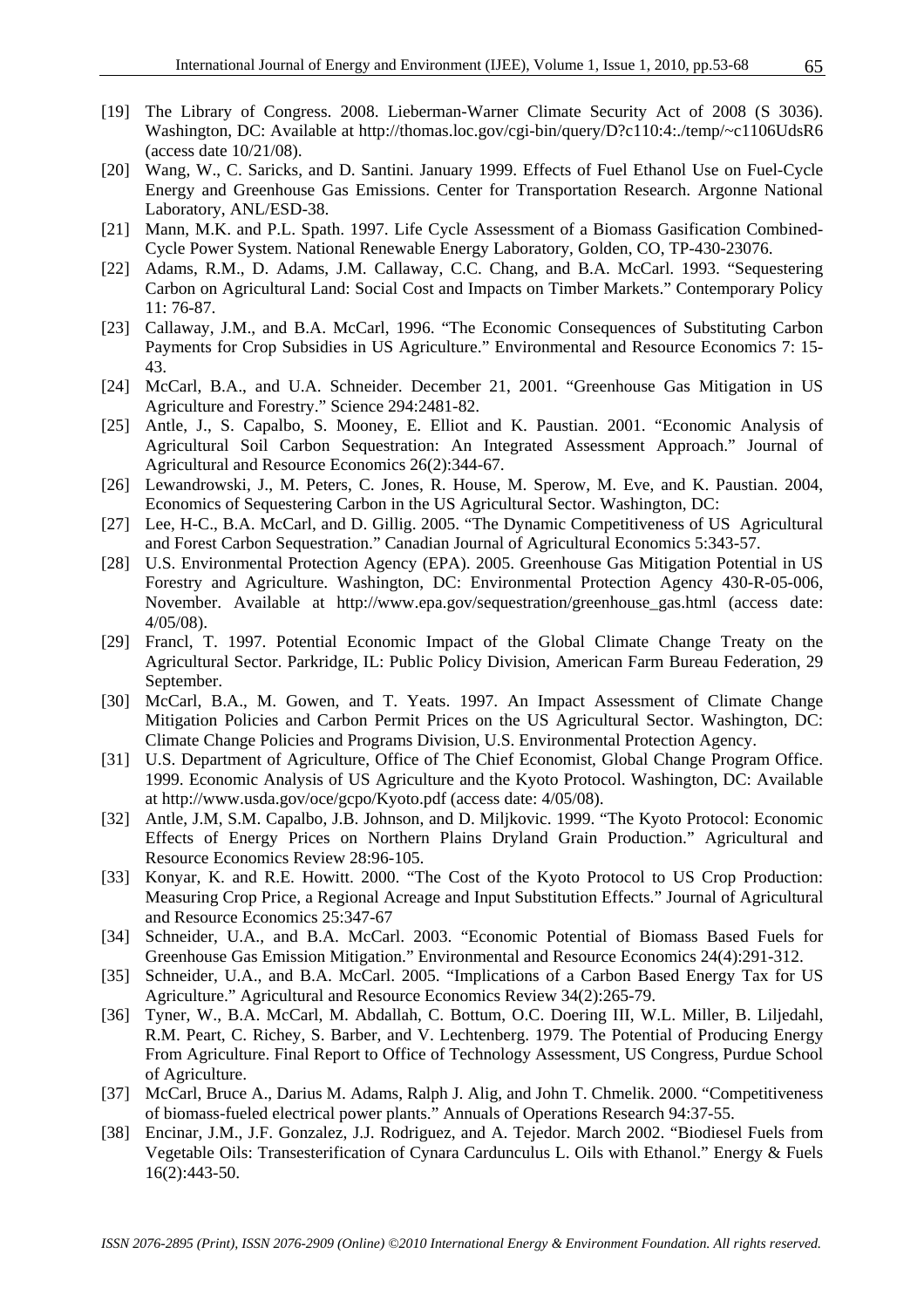[19] The Library of Congress. 2008. Lieberman-Warner Climate Security Act of 2008 (S 3036). Washington, DC: Available at http://thomas.loc.gov/cgi-bin/query/D?c110:4:./temp/~c1106UdsR6 (access date 10/21/08).

[20] Wang, W., C. Saricks, and D. Santini. January 1999. Effects of Fuel Ethanol Use on Fuel-Cycle Energy and Greenhouse Gas Emissions. Center for Transportation Research. Argonne National Laboratory, ANL/ESD-38.

[21] Mann, M.K. and P.L. Spath. 1997. Life Cycle Assessment of a Biomass Gasification Combined-Cycle Power System. National Renewable Energy Laboratory, Golden, CO, TP-430-23076.

[22] Adams, R.M., D. Adams, J.M. Callaway, C.C. Chang, and B.A. McCarl. 1993. "Sequestering Carbon on Agricultural Land: Social Cost and Impacts on Timber Markets." Contemporary Policy 11: 76-87.

[23] Callaway, J.M., and B.A. McCarl, 1996. "The Economic Consequences of Substituting Carbon Payments for Crop Subsidies in US Agriculture." Environmental and Resource Economics 7: 15-43.

[24] McCarl, B.A., and U.A. Schneider. December 21, 2001. "Greenhouse Gas Mitigation in US Agriculture and Forestry." Science 294:2481-82.

[25] Antle, J., S. Capalbo, S. Mooney, E. Elliot and K. Paustian. 2001. "Economic Analysis of Agricultural Soil Carbon Sequestration: An Integrated Assessment Approach." Journal of Agricultural and Resource Economics 26(2):344-67.

[26] Lewandrowski, J., M. Peters, C. Jones, R. House, M. Sperow, M. Eve, and K. Paustian. 2004, Economics of Sequestering Carbon in the US Agricultural Sector. Washington, DC:

[27] Lee, H-C., B.A. McCarl, and D. Gillig. 2005. "The Dynamic Competitiveness of US Agricultural and Forest Carbon Sequestration." Canadian Journal of Agricultural Economics 5:343-57.

[28] U.S. Environmental Protection Agency (EPA). 2005. Greenhouse Gas Mitigation Potential in US Forestry and Agriculture. Washington, DC: Environmental Protection Agency 430-R-05-006, November. Available at http://www.epa.gov/sequestration/greenhouse_gas.html (access date: 4/05/08).

[29] Francl, T. 1997. Potential Economic Impact of the Global Climate Change Treaty on the Agricultural Sector. Parkridge, IL: Public Policy Division, American Farm Bureau Federation, 29 September.

[30] McCarl, B.A., M. Gowen, and T. Yeats. 1997. An Impact Assessment of Climate Change Mitigation Policies and Carbon Permit Prices on the US Agricultural Sector. Washington, DC: Climate Change Policies and Programs Division, U.S. Environmental Protection Agency.

[31] U.S. Department of Agriculture, Office of The Chief Economist, Global Change Program Office. 1999. Economic Analysis of US Agriculture and the Kyoto Protocol. Washington, DC: Available at http://www.usda.gov/oce/gcpo/Kyoto.pdf (access date: 4/05/08).

[32] Antle, J.M, S.M. Capalbo, J.B. Johnson, and D. Miljkovic. 1999. "The Kyoto Protocol: Economic Effects of Energy Prices on Northern Plains Dryland Grain Production." Agricultural and Resource Economics Review 28:96-105.

[33] Konyar, K. and R.E. Howitt. 2000. "The Cost of the Kyoto Protocol to US Crop Production: Measuring Crop Price, a Regional Acreage and Input Substitution Effects." Journal of Agricultural and Resource Economics 25:347-67

[34] Schneider, U.A., and B.A. McCarl. 2003. "Economic Potential of Biomass Based Fuels for Greenhouse Gas Emission Mitigation." Environmental and Resource Economics 24(4):291-312.

[35] Schneider, U.A., and B.A. McCarl. 2005. "Implications of a Carbon Based Energy Tax for US Agriculture." Agricultural and Resource Economics Review 34(2):265-79.

[36] Tyner, W., B.A. McCarl, M. Abdallah, C. Bottum, O.C. Doering III, W.L. Miller, B. Liljedahl, R.M. Peart, C. Richey, S. Barber, and V. Lechtenberg. 1979. The Potential of Producing Energy From Agriculture. Final Report to Office of Technology Assessment, US Congress, Purdue School of Agriculture.

[37] McCarl, Bruce A., Darius M. Adams, Ralph J. Alig, and John T. Chmelik. 2000. "Competitiveness of biomass-fueled electrical power plants." Annuals of Operations Research 94:37-55.

[38] Encinar, J.M., J.F. Gonzalez, J.J. Rodriguez, and A. Tejedor. March 2002. "Biodiesel Fuels from Vegetable Oils: Transesterification of Cynara Cardunculus L. Oils with Ethanol." Energy & Fuels 16(2):443-50.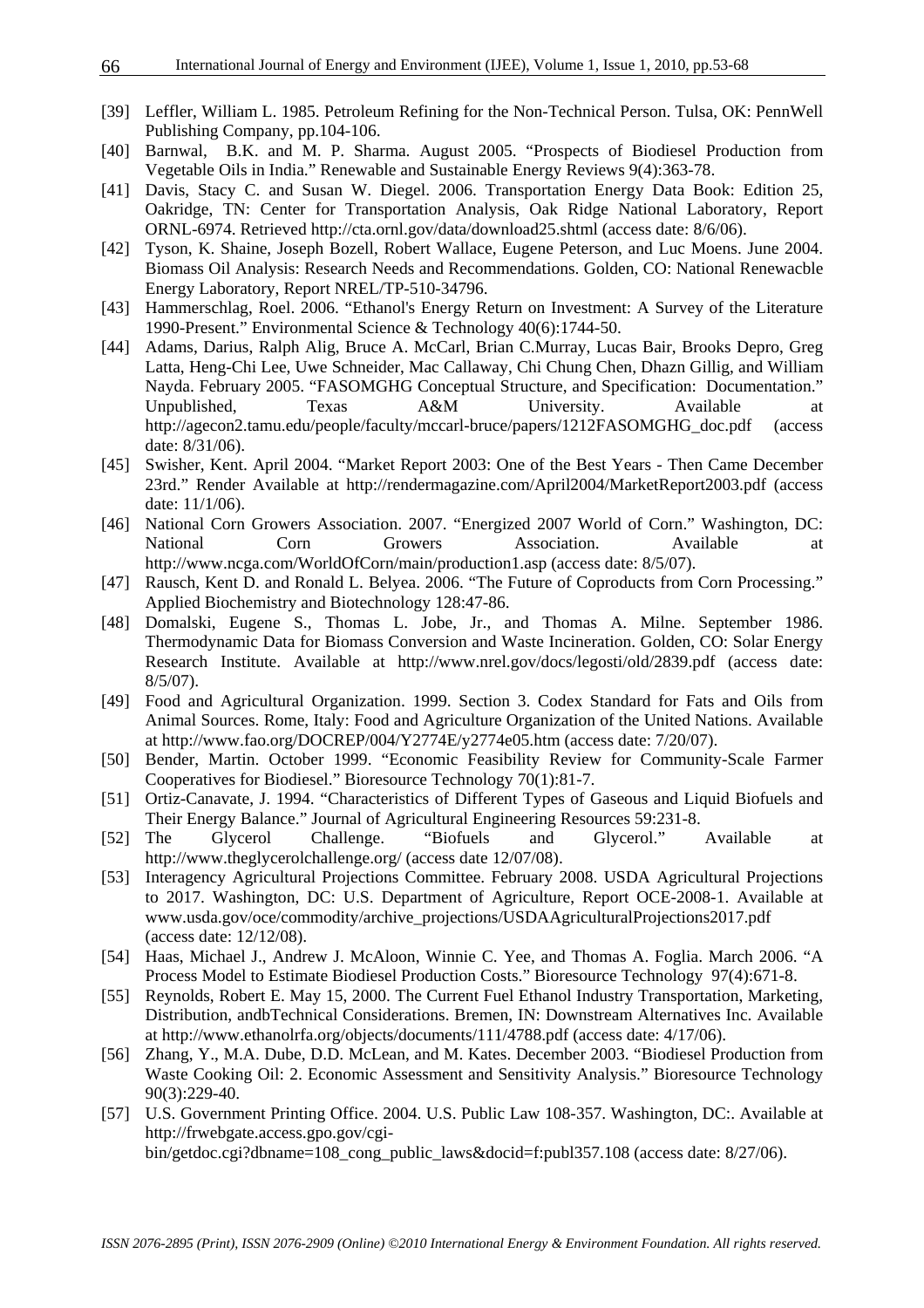[39] Leffler, William L. 1985. Petroleum Refining for the Non-Technical Person. Tulsa, OK: PennWell Publishing Company, pp.104-106.

[40] Barnwal, B.K. and M. P. Sharma. August 2005. "Prospects of Biodiesel Production from Vegetable Oils in India." Renewable and Sustainable Energy Reviews 9(4):363-78.

[41] Davis, Stacy C. and Susan W. Diegel. 2006. Transportation Energy Data Book: Edition 25, Oakridge, TN: Center for Transportation Analysis, Oak Ridge National Laboratory, Report ORNL-6974. Retrieved http://cta.ornl.gov/data/download25.shtml (access date: 8/6/06).

[42] Tyson, K. Shaine, Joseph Bozell, Robert Wallace, Eugene Peterson, and Luc Moens. June 2004. Biomass Oil Analysis: Research Needs and Recommendations. Golden, CO: National Renewacble Energy Laboratory, Report NREL/TP-510-34796.

[43] Hammerschlag, Roel. 2006. "Ethanol's Energy Return on Investment: A Survey of the Literature 1990-Present." Environmental Science & Technology 40(6):1744-50.

[44] Adams, Darius, Ralph Alig, Bruce A. McCarl, Brian C.Murray, Lucas Bair, Brooks Depro, Greg Latta, Heng-Chi Lee, Uwe Schneider, Mac Callaway, Chi Chung Chen, Dhazn Gillig, and William Nayda. February 2005. "FASOMGHG Conceptual Structure, and Specification: Documentation." Unpublished, Texas A&M University. Available at http://agecon2.tamu.edu/people/faculty/mccarl-bruce/papers/1212FASOMGHG_doc.pdf (access date: 8/31/06).

[45] Swisher, Kent. April 2004. "Market Report 2003: One of the Best Years - Then Came December 23rd." Render Available at http://rendermagazine.com/April2004/MarketReport2003.pdf (access date: 11/1/06).

[46] National Corn Growers Association. 2007. "Energized 2007 World of Corn." Washington, DC: National Corn Growers Association. Available at http://www.ncga.com/WorldOfCorn/main/production1.asp (access date: 8/5/07).

[47] Rausch, Kent D. and Ronald L. Belyea. 2006. "The Future of Coproducts from Corn Processing." Applied Biochemistry and Biotechnology 128:47-86.

[48] Domalski, Eugene S., Thomas L. Jobe, Jr., and Thomas A. Milne. September 1986. Thermodynamic Data for Biomass Conversion and Waste Incineration. Golden, CO: Solar Energy Research Institute. Available at http://www.nrel.gov/docs/legosti/old/2839.pdf (access date: 8/5/07).

[49] Food and Agricultural Organization. 1999. Section 3. Codex Standard for Fats and Oils from Animal Sources. Rome, Italy: Food and Agriculture Organization of the United Nations. Available at http://www.fao.org/DOCREP/004/Y2774E/y2774e05.htm (access date: 7/20/07).

[50] Bender, Martin. October 1999. "Economic Feasibility Review for Community-Scale Farmer Cooperatives for Biodiesel." Bioresource Technology 70(1):81-7.

[51] Ortiz-Canavate, J. 1994. "Characteristics of Different Types of Gaseous and Liquid Biofuels and Their Energy Balance." Journal of Agricultural Engineering Resources 59:231-8.

[52] The Glycerol Challenge. "Biofuels and Glycerol." Available at http://www.theglycerolchallenge.org/ (access date 12/07/08).

[53] Interagency Agricultural Projections Committee. February 2008. USDA Agricultural Projections to 2017. Washington, DC: U.S. Department of Agriculture, Report OCE-2008-1. Available at www.usda.gov/oce/commodity/archive_projections/USDAAgriculturalProjections2017.pdf (access date: 12/12/08).

[54] Haas, Michael J., Andrew J. McAloon, Winnie C. Yee, and Thomas A. Foglia. March 2006. "A Process Model to Estimate Biodiesel Production Costs." Bioresource Technology 97(4):671-8.

[55] Reynolds, Robert E. May 15, 2000. The Current Fuel Ethanol Industry Transportation, Marketing, Distribution, andbTechnical Considerations. Bremen, IN: Downstream Alternatives Inc. Available at http://www.ethanolrfa.org/objects/documents/111/4788.pdf (access date: 4/17/06).

[56] Zhang, Y., M.A. Dube, D.D. McLean, and M. Kates. December 2003. "Biodiesel Production from Waste Cooking Oil: 2. Economic Assessment and Sensitivity Analysis." Bioresource Technology 90(3):229-40.

[57] U.S. Government Printing Office. 2004. U.S. Public Law 108-357. Washington, DC:. Available at http://frwebgate.access.gpo.gov/cgi-bin/getdoc.cgi?dbname=108_cong_public_laws&docid=f:publ357.108 (access date: 8/27/06).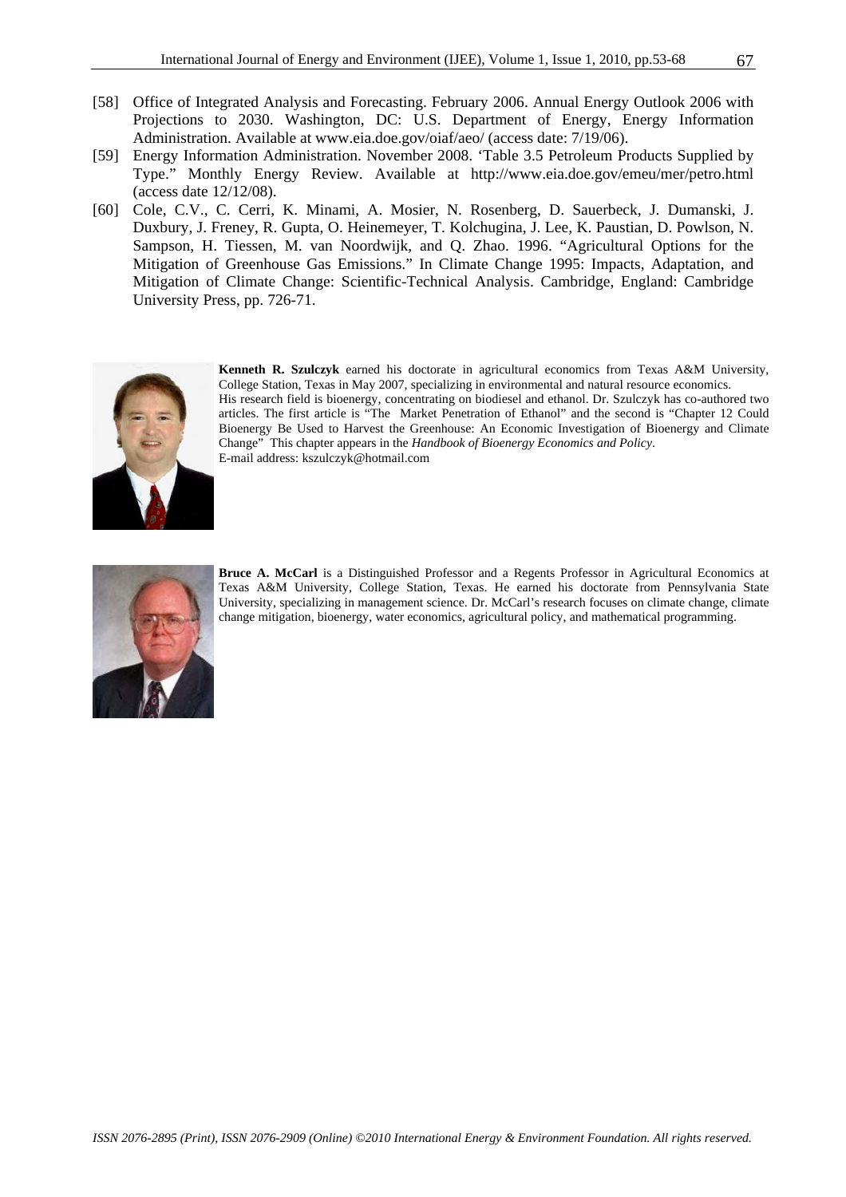[58] Office of Integrated Analysis and Forecasting. February 2006. Annual Energy Outlook 2006 with Projections to 2030. Washington, DC: U.S. Department of Energy, Energy Information Administration. Available at www.eia.doe.gov/oiaf/aeo/ (access date: 7/19/06).

[59] Energy Information Administration. November 2008. 'Table 3.5 Petroleum Products Supplied by Type." Monthly Energy Review. Available at http://www.eia.doe.gov/emeu/mer/petro.html (access date 12/12/08).

[60] Cole, C.V., C. Cerri, K. Minami, A. Mosier, N. Rosenberg, D. Sauerbeck, J. Dumanski, J. Duxbury, J. Freney, R. Gupta, O. Heinemeyer, T. Kolchugina, J. Lee, K. Paustian, D. Powlson, N. Sampson, H. Tiessen, M. van Noordwijk, and Q. Zhao. 1996. "Agricultural Options for the Mitigation of Greenhouse Gas Emissions." In Climate Change 1995: Impacts, Adaptation, and Mitigation of Climate Change: Scientific-Technical Analysis. Cambridge, England: Cambridge University Press, pp. 726-71.

**Kenneth R. Szulczyk** earned his doctorate in agricultural economics from Texas A&M University, College Station, Texas in May 2007, specializing in environmental and natural resource economics.
His research field is bioenergy, concentrating on biodiesel and ethanol. Dr. Szulczyk has co-authored two articles. The first article is "The Market Penetration of Ethanol" and the second is "Chapter 12 Could Bioenergy Be Used to Harvest the Greenhouse: An Economic Investigation of Bioenergy and Climate Change" This chapter appears in the *Handbook of Bioenergy Economics and Policy*.
E-mail address: kszulczyk@hotmail.com

**Bruce A. McCarl** is a Distinguished Professor and a Regents Professor in Agricultural Economics at Texas A&M University, College Station, Texas. He earned his doctorate from Pennsylvania State University, specializing in management science. Dr. McCarl's research focuses on climate change, climate change mitigation, bioenergy, water economics, agricultural policy, and mathematical programming.